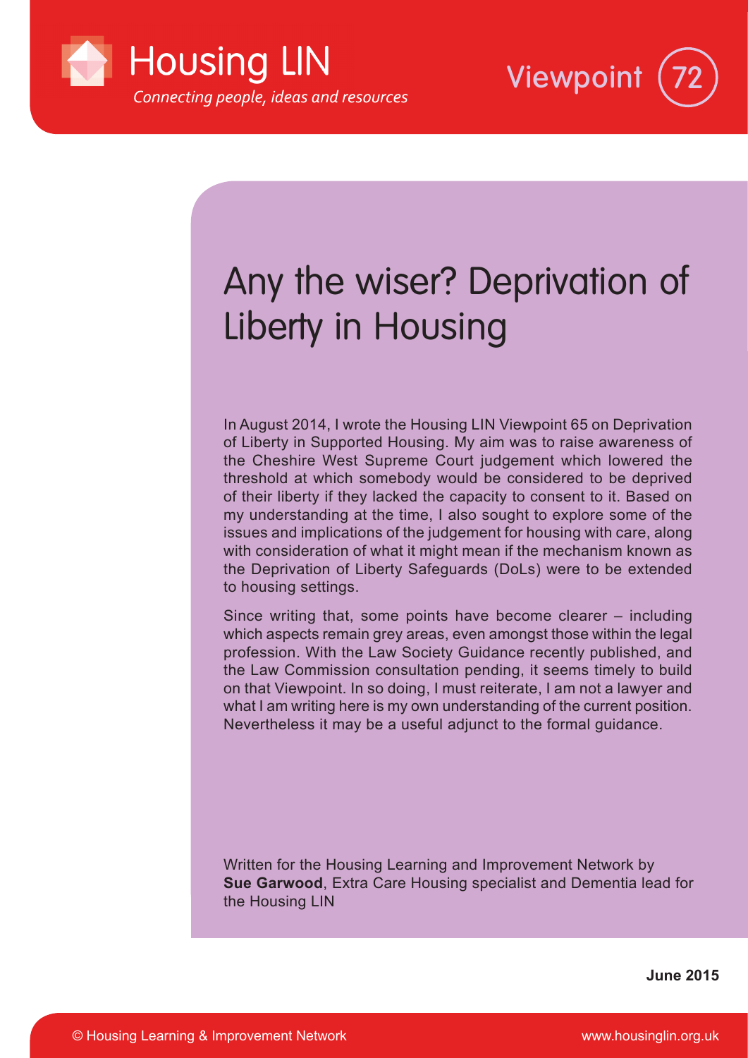Housing LIN

*Connecting people, ideas and resources*

Viewpoint 72

# Any the wiser? Deprivation of Liberty in Housing

In August 2014, I wrote the Housing LIN Viewpoint 65 on Deprivation of Liberty in Supported Housing. My aim was to raise awareness of the Cheshire West Supreme Court judgement which lowered the threshold at which somebody would be considered to be deprived of their liberty if they lacked the capacity to consent to it. Based on my understanding at the time, I also sought to explore some of the issues and implications of the judgement for housing with care, along with consideration of what it might mean if the mechanism known as the Deprivation of Liberty Safeguards (DoLs) were to be extended to housing settings.

Since writing that, some points have become clearer – including which aspects remain grey areas, even amongst those within the legal profession. With the Law Society Guidance recently published, and the Law Commission consultation pending, it seems timely to build on that Viewpoint. In so doing, I must reiterate, I am not a lawyer and what I am writing here is my own understanding of the current position. Nevertheless it may be a useful adjunct to the formal guidance.

Written for the Housing Learning and Improvement Network by **Sue Garwood**, Extra Care Housing specialist and Dementia lead for the Housing LIN

**June 2015**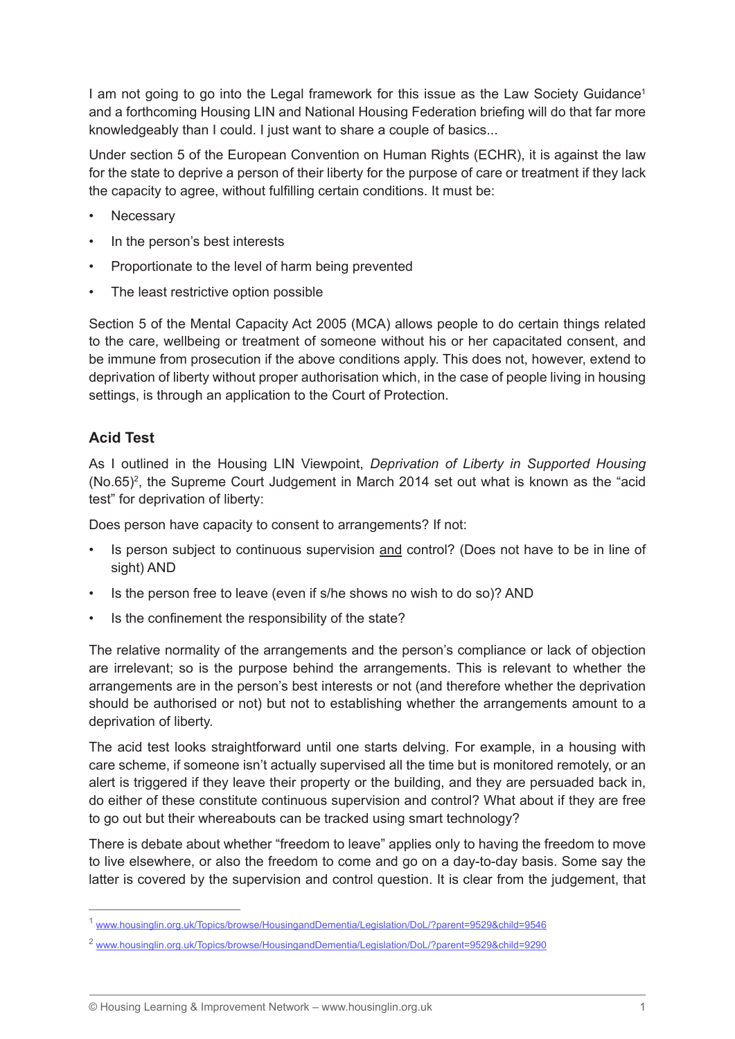I am not going to go into the Legal framework for this issue as the Law Society Guidance[1] and a forthcoming Housing LIN and National Housing Federation briefing will do that far more knowledgeably than I could. I just want to share a couple of basics...

Under section 5 of the European Convention on Human Rights (ECHR), it is against the law for the state to deprive a person of their liberty for the purpose of care or treatment if they lack the capacity to agree, without fulfilling certain conditions. It must be:

- Necessary
- In the person's best interests
- Proportionate to the level of harm being prevented
- The least restrictive option possible

Section 5 of the Mental Capacity Act 2005 (MCA) allows people to do certain things related to the care, wellbeing or treatment of someone without his or her capacitated consent, and be immune from prosecution if the above conditions apply. This does not, however, extend to deprivation of liberty without proper authorisation which, in the case of people living in housing settings, is through an application to the Court of Protection.

## Acid Test

As I outlined in the Housing LIN Viewpoint, *Deprivation of Liberty in Supported Housing* (No.65)[2], the Supreme Court Judgement in March 2014 set out what is known as the "acid test" for deprivation of liberty:

Does person have capacity to consent to arrangements? If not:

- Is person subject to continuous supervision <u>and</u> control? (Does not have to be in line of sight) AND
- Is the person free to leave (even if s/he shows no wish to do so)? AND
- Is the confinement the responsibility of the state?

The relative normality of the arrangements and the person's compliance or lack of objection are irrelevant; so is the purpose behind the arrangements. This is relevant to whether the arrangements are in the person's best interests or not (and therefore whether the deprivation should be authorised or not) but not to establishing whether the arrangements amount to a deprivation of liberty.

The acid test looks straightforward until one starts delving. For example, in a housing with care scheme, if someone isn't actually supervised all the time but is monitored remotely, or an alert is triggered if they leave their property or the building, and they are persuaded back in, do either of these constitute continuous supervision and control? What about if they are free to go out but their whereabouts can be tracked using smart technology?

There is debate about whether "freedom to leave" applies only to having the freedom to move to live elsewhere, or also the freedom to come and go on a day-to-day basis. Some say the latter is covered by the supervision and control question. It is clear from the judgement, that

[1] www.housinglin.org.uk/Topics/browse/HousingandDementia/Legislation/DoL/?parent=9529&child=9546

[2] www.housinglin.org.uk/Topics/browse/HousingandDementia/Legislation/DoL/?parent=9529&child=9290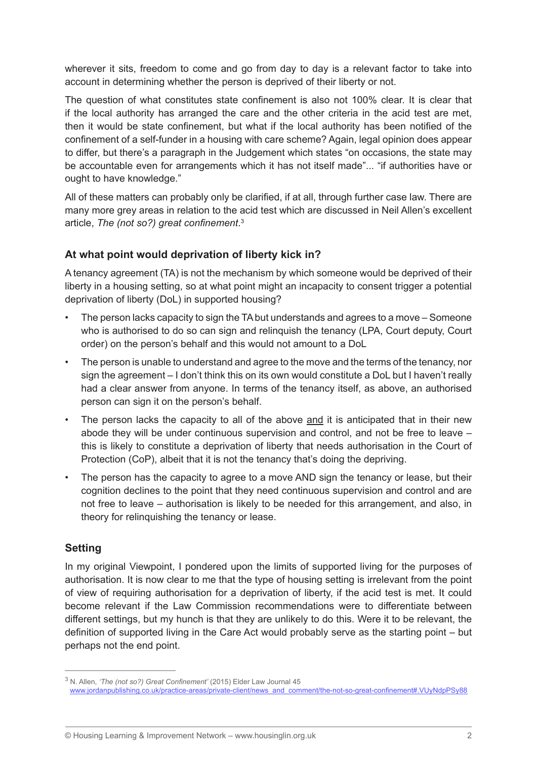wherever it sits, freedom to come and go from day to day is a relevant factor to take into account in determining whether the person is deprived of their liberty or not.

The question of what constitutes state confinement is also not 100% clear. It is clear that if the local authority has arranged the care and the other criteria in the acid test are met, then it would be state confinement, but what if the local authority has been notified of the confinement of a self-funder in a housing with care scheme? Again, legal opinion does appear to differ, but there's a paragraph in the Judgement which states "on occasions, the state may be accountable even for arrangements which it has not itself made"... "if authorities have or ought to have knowledge."

All of these matters can probably only be clarified, if at all, through further case law. There are many more grey areas in relation to the acid test which are discussed in Neil Allen's excellent article, *The (not so?) great confinement*.[3]

### At what point would deprivation of liberty kick in?

A tenancy agreement (TA) is not the mechanism by which someone would be deprived of their liberty in a housing setting, so at what point might an incapacity to consent trigger a potential deprivation of liberty (DoL) in supported housing?

- The person lacks capacity to sign the TA but understands and agrees to a move – Someone who is authorised to do so can sign and relinquish the tenancy (LPA, Court deputy, Court order) on the person's behalf and this would not amount to a DoL
- The person is unable to understand and agree to the move and the terms of the tenancy, nor sign the agreement – I don't think this on its own would constitute a DoL but I haven't really had a clear answer from anyone. In terms of the tenancy itself, as above, an authorised person can sign it on the person's behalf.
- The person lacks the capacity to all of the above <u>and</u> it is anticipated that in their new abode they will be under continuous supervision and control, and not be free to leave – this is likely to constitute a deprivation of liberty that needs authorisation in the Court of Protection (CoP), albeit that it is not the tenancy that's doing the depriving.
- The person has the capacity to agree to a move AND sign the tenancy or lease, but their cognition declines to the point that they need continuous supervision and control and are not free to leave – authorisation is likely to be needed for this arrangement, and also, in theory for relinquishing the tenancy or lease.

### Setting

In my original Viewpoint, I pondered upon the limits of supported living for the purposes of authorisation. It is now clear to me that the type of housing setting is irrelevant from the point of view of requiring authorisation for a deprivation of liberty, if the acid test is met. It could become relevant if the Law Commission recommendations were to differentiate between different settings, but my hunch is that they are unlikely to do this. Were it to be relevant, the definition of supported living in the Care Act would probably serve as the starting point – but perhaps not the end point.

---

[3] N. Allen, *'The (not so?) Great Confinement'* (2015) Elder Law Journal 45 www.jordanpublishing.co.uk/practice-areas/private-client/news_and_comment/the-not-so-great-confinement#.VUyNdpPSy88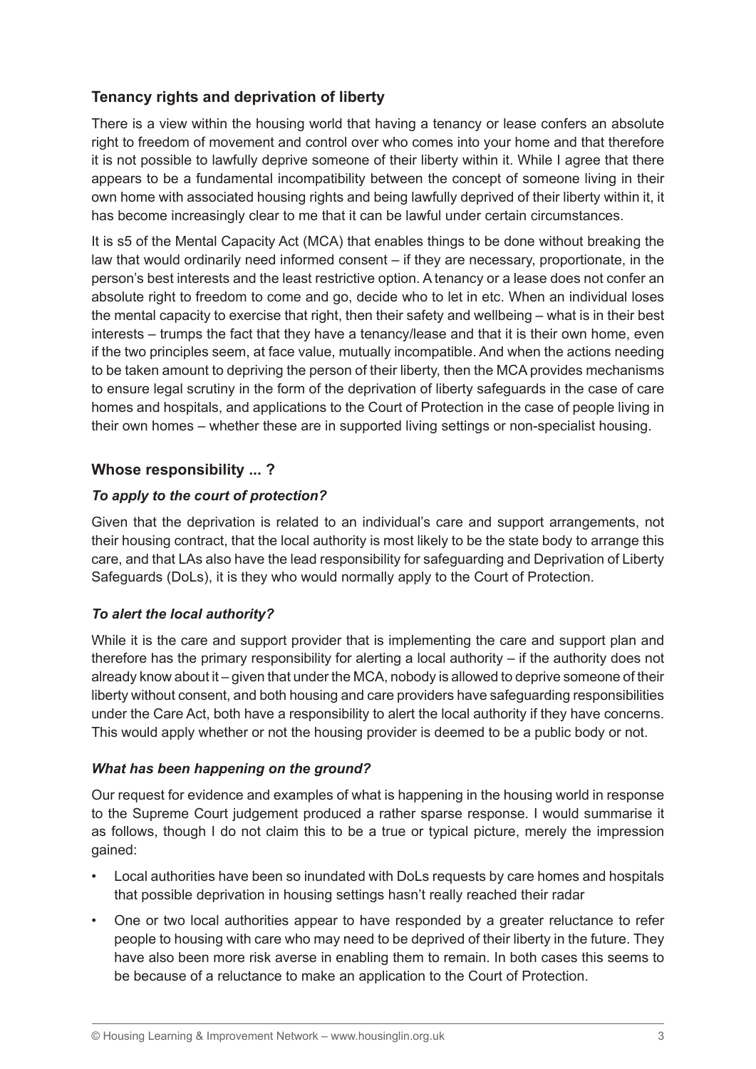## Tenancy rights and deprivation of liberty

There is a view within the housing world that having a tenancy or lease confers an absolute right to freedom of movement and control over who comes into your home and that therefore it is not possible to lawfully deprive someone of their liberty within it. While I agree that there appears to be a fundamental incompatibility between the concept of someone living in their own home with associated housing rights and being lawfully deprived of their liberty within it, it has become increasingly clear to me that it can be lawful under certain circumstances.

It is s5 of the Mental Capacity Act (MCA) that enables things to be done without breaking the law that would ordinarily need informed consent – if they are necessary, proportionate, in the person's best interests and the least restrictive option. A tenancy or a lease does not confer an absolute right to freedom to come and go, decide who to let in etc. When an individual loses the mental capacity to exercise that right, then their safety and wellbeing – what is in their best interests – trumps the fact that they have a tenancy/lease and that it is their own home, even if the two principles seem, at face value, mutually incompatible. And when the actions needing to be taken amount to depriving the person of their liberty, then the MCA provides mechanisms to ensure legal scrutiny in the form of the deprivation of liberty safeguards in the case of care homes and hospitals, and applications to the Court of Protection in the case of people living in their own homes – whether these are in supported living settings or non-specialist housing.

## Whose responsibility ... ?

### *To apply to the court of protection?*

Given that the deprivation is related to an individual's care and support arrangements, not their housing contract, that the local authority is most likely to be the state body to arrange this care, and that LAs also have the lead responsibility for safeguarding and Deprivation of Liberty Safeguards (DoLs), it is they who would normally apply to the Court of Protection.

### *To alert the local authority?*

While it is the care and support provider that is implementing the care and support plan and therefore has the primary responsibility for alerting a local authority – if the authority does not already know about it – given that under the MCA, nobody is allowed to deprive someone of their liberty without consent, and both housing and care providers have safeguarding responsibilities under the Care Act, both have a responsibility to alert the local authority if they have concerns. This would apply whether or not the housing provider is deemed to be a public body or not.

### *What has been happening on the ground?*

Our request for evidence and examples of what is happening in the housing world in response to the Supreme Court judgement produced a rather sparse response. I would summarise it as follows, though I do not claim this to be a true or typical picture, merely the impression gained:

- Local authorities have been so inundated with DoLs requests by care homes and hospitals that possible deprivation in housing settings hasn't really reached their radar
- One or two local authorities appear to have responded by a greater reluctance to refer people to housing with care who may need to be deprived of their liberty in the future. They have also been more risk averse in enabling them to remain. In both cases this seems to be because of a reluctance to make an application to the Court of Protection.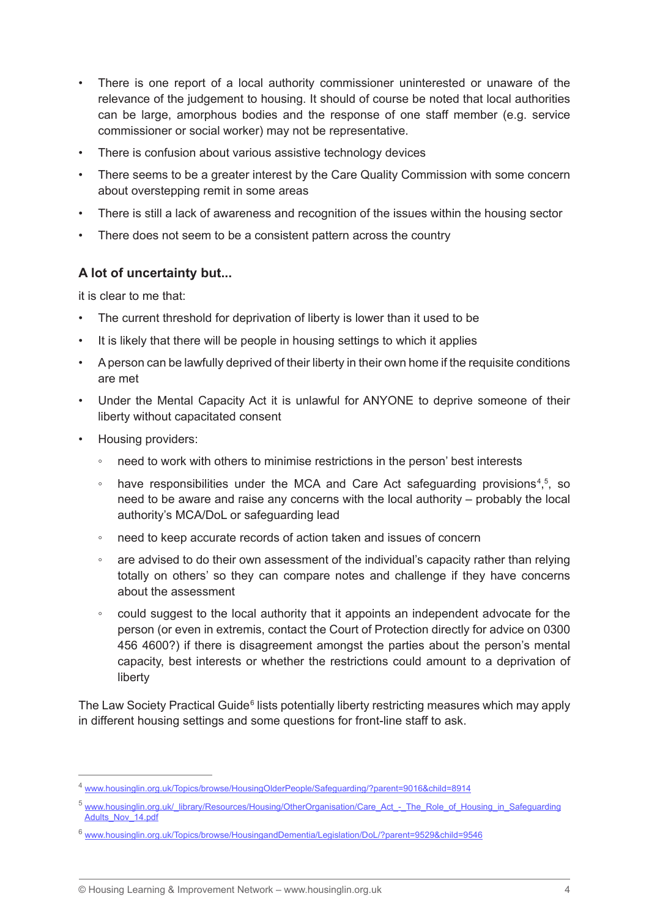- There is one report of a local authority commissioner uninterested or unaware of the relevance of the judgement to housing. It should of course be noted that local authorities can be large, amorphous bodies and the response of one staff member (e.g. service commissioner or social worker) may not be representative.
- There is confusion about various assistive technology devices
- There seems to be a greater interest by the Care Quality Commission with some concern about overstepping remit in some areas
- There is still a lack of awareness and recognition of the issues within the housing sector
- There does not seem to be a consistent pattern across the country

### A lot of uncertainty but...

it is clear to me that:

- The current threshold for deprivation of liberty is lower than it used to be
- It is likely that there will be people in housing settings to which it applies
- A person can be lawfully deprived of their liberty in their own home if the requisite conditions are met
- Under the Mental Capacity Act it is unlawful for ANYONE to deprive someone of their liberty without capacitated consent
- Housing providers:
  - need to work with others to minimise restrictions in the person' best interests
  - have responsibilities under the MCA and Care Act safeguarding provisions[4],[5], so need to be aware and raise any concerns with the local authority – probably the local authority's MCA/DoL or safeguarding lead
  - need to keep accurate records of action taken and issues of concern
  - are advised to do their own assessment of the individual's capacity rather than relying totally on others' so they can compare notes and challenge if they have concerns about the assessment
  - could suggest to the local authority that it appoints an independent advocate for the person (or even in extremis, contact the Court of Protection directly for advice on 0300 456 4600?) if there is disagreement amongst the parties about the person's mental capacity, best interests or whether the restrictions could amount to a deprivation of liberty

The Law Society Practical Guide[6] lists potentially liberty restricting measures which may apply in different housing settings and some questions for front-line staff to ask.

---

[4] www.housinglin.org.uk/Topics/browse/HousingOlderPeople/Safeguarding/?parent=9016&child=8914

[5] www.housinglin.org.uk/_library/Resources/Housing/OtherOrganisation/Care_Act_-_The_Role_of_Housing_in_Safeguarding_Adults_Nov_14.pdf

[6] www.housinglin.org.uk/Topics/browse/HousingandDementia/Legislation/DoL/?parent=9529&child=9546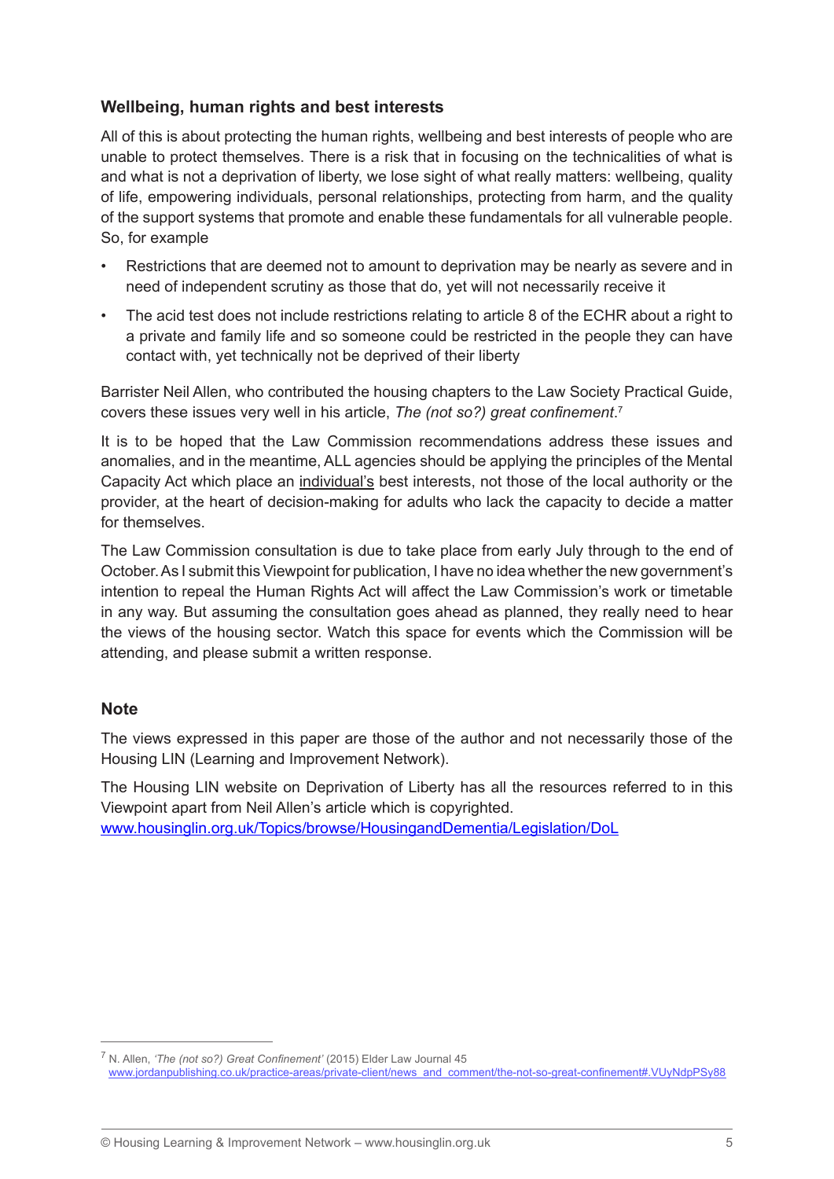### Wellbeing, human rights and best interests

All of this is about protecting the human rights, wellbeing and best interests of people who are unable to protect themselves. There is a risk that in focusing on the technicalities of what is and what is not a deprivation of liberty, we lose sight of what really matters: wellbeing, quality of life, empowering individuals, personal relationships, protecting from harm, and the quality of the support systems that promote and enable these fundamentals for all vulnerable people. So, for example

- Restrictions that are deemed not to amount to deprivation may be nearly as severe and in need of independent scrutiny as those that do, yet will not necessarily receive it
- The acid test does not include restrictions relating to article 8 of the ECHR about a right to a private and family life and so someone could be restricted in the people they can have contact with, yet technically not be deprived of their liberty

Barrister Neil Allen, who contributed the housing chapters to the Law Society Practical Guide, covers these issues very well in his article, *The (not so?) great confinement*.[7]

It is to be hoped that the Law Commission recommendations address these issues and anomalies, and in the meantime, ALL agencies should be applying the principles of the Mental Capacity Act which place an individual's best interests, not those of the local authority or the provider, at the heart of decision-making for adults who lack the capacity to decide a matter for themselves.

The Law Commission consultation is due to take place from early July through to the end of October. As I submit this Viewpoint for publication, I have no idea whether the new government's intention to repeal the Human Rights Act will affect the Law Commission's work or timetable in any way. But assuming the consultation goes ahead as planned, they really need to hear the views of the housing sector. Watch this space for events which the Commission will be attending, and please submit a written response.

### Note

The views expressed in this paper are those of the author and not necessarily those of the Housing LIN (Learning and Improvement Network).

The Housing LIN website on Deprivation of Liberty has all the resources referred to in this Viewpoint apart from Neil Allen's article which is copyrighted.
www.housinglin.org.uk/Topics/browse/HousingandDementia/Legislation/DoL

---

[7] N. Allen, *'The (not so?) Great Confinement'* (2015) Elder Law Journal 45
www.jordanpublishing.co.uk/practice-areas/private-client/news_and_comment/the-not-so-great-confinement#.VUyNdpPSy88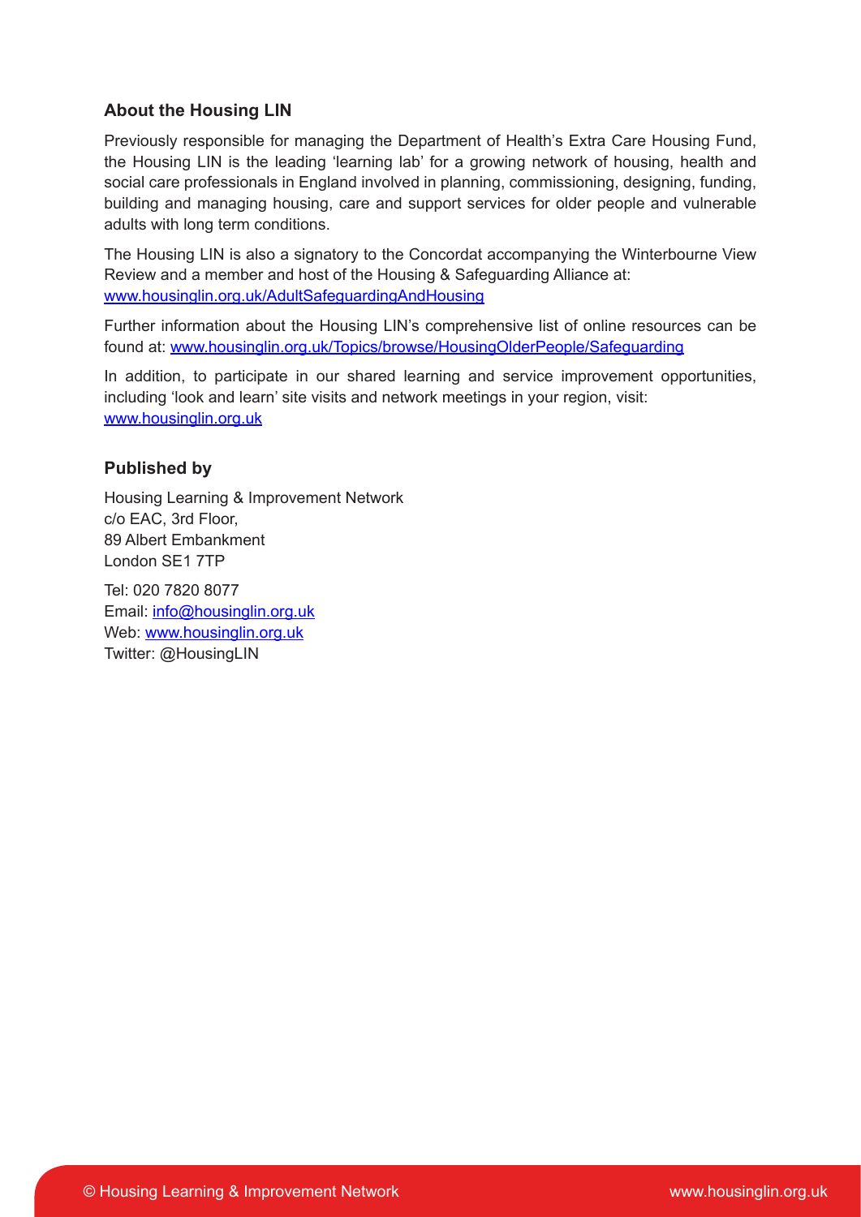### About the Housing LIN

Previously responsible for managing the Department of Health's Extra Care Housing Fund, the Housing LIN is the leading 'learning lab' for a growing network of housing, health and social care professionals in England involved in planning, commissioning, designing, funding, building and managing housing, care and support services for older people and vulnerable adults with long term conditions.

The Housing LIN is also a signatory to the Concordat accompanying the Winterbourne View Review and a member and host of the Housing & Safeguarding Alliance at: www.housinglin.org.uk/AdultSafeguardingAndHousing

Further information about the Housing LIN's comprehensive list of online resources can be found at: www.housinglin.org.uk/Topics/browse/HousingOlderPeople/Safeguarding

In addition, to participate in our shared learning and service improvement opportunities, including 'look and learn' site visits and network meetings in your region, visit: www.housinglin.org.uk

### Published by

Housing Learning & Improvement Network
c/o EAC, 3rd Floor,
89 Albert Embankment
London SE1 7TP

Tel: 020 7820 8077
Email: info@housinglin.org.uk
Web: www.housinglin.org.uk
Twitter: @HousingLIN

© Housing Learning & Improvement Network